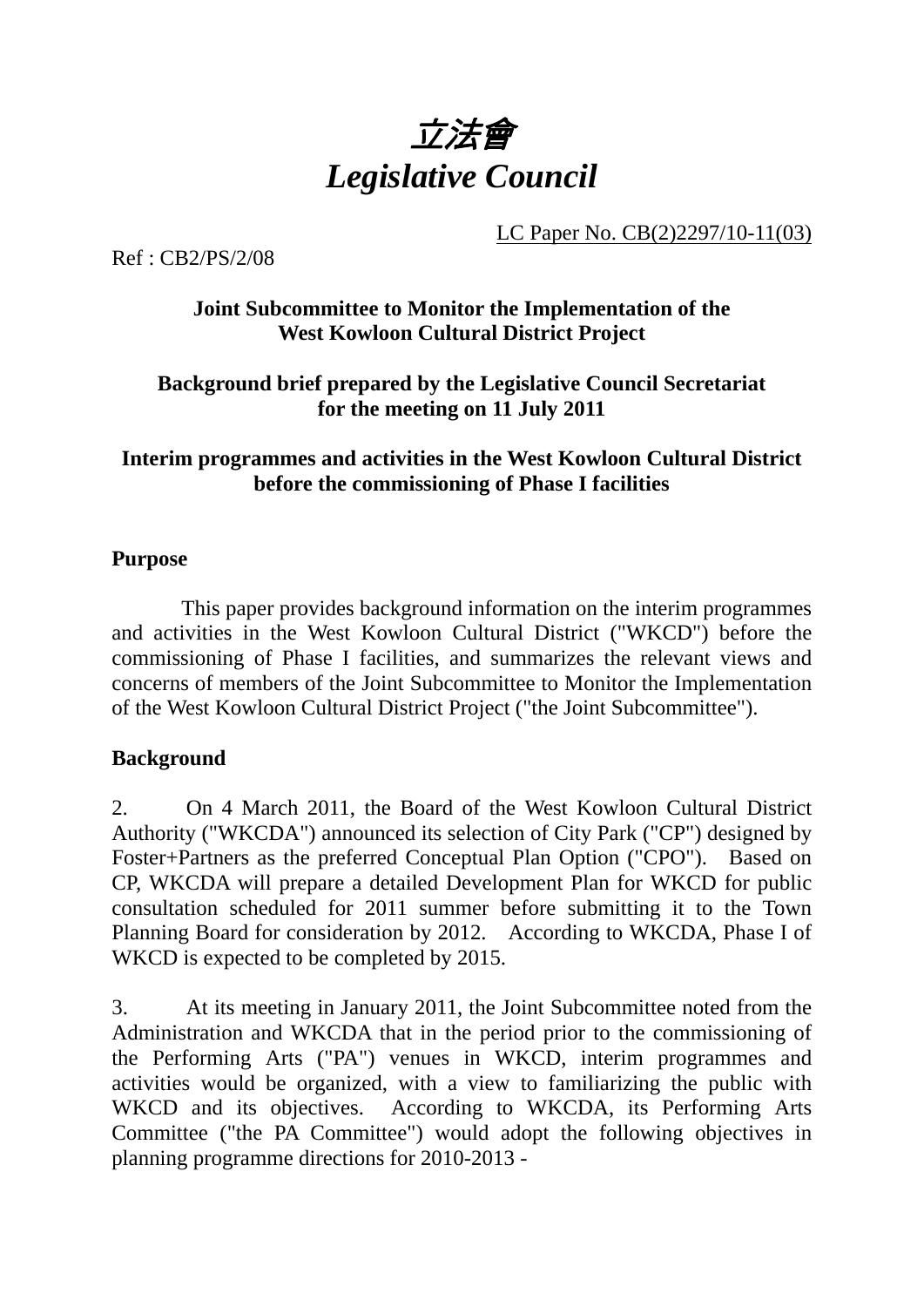# *立法會*
# *Legislative Council*

LC Paper No. CB(2)2297/10-11(03)

Ref : CB2/PS/2/08

**Joint Subcommittee to Monitor the Implementation of the West Kowloon Cultural District Project**

**Background brief prepared by the Legislative Council Secretariat for the meeting on 11 July 2011**

**Interim programmes and activities in the West Kowloon Cultural District before the commissioning of Phase I facilities**

## Purpose

This paper provides background information on the interim programmes and activities in the West Kowloon Cultural District ("WKCD") before the commissioning of Phase I facilities, and summarizes the relevant views and concerns of members of the Joint Subcommittee to Monitor the Implementation of the West Kowloon Cultural District Project ("the Joint Subcommittee").

## Background

2. On 4 March 2011, the Board of the West Kowloon Cultural District Authority ("WKCDA") announced its selection of City Park ("CP") designed by Foster+Partners as the preferred Conceptual Plan Option ("CPO"). Based on CP, WKCDA will prepare a detailed Development Plan for WKCD for public consultation scheduled for 2011 summer before submitting it to the Town Planning Board for consideration by 2012. According to WKCDA, Phase I of WKCD is expected to be completed by 2015.

3. At its meeting in January 2011, the Joint Subcommittee noted from the Administration and WKCDA that in the period prior to the commissioning of the Performing Arts ("PA") venues in WKCD, interim programmes and activities would be organized, with a view to familiarizing the public with WKCD and its objectives. According to WKCDA, its Performing Arts Committee ("the PA Committee") would adopt the following objectives in planning programme directions for 2010-2013 -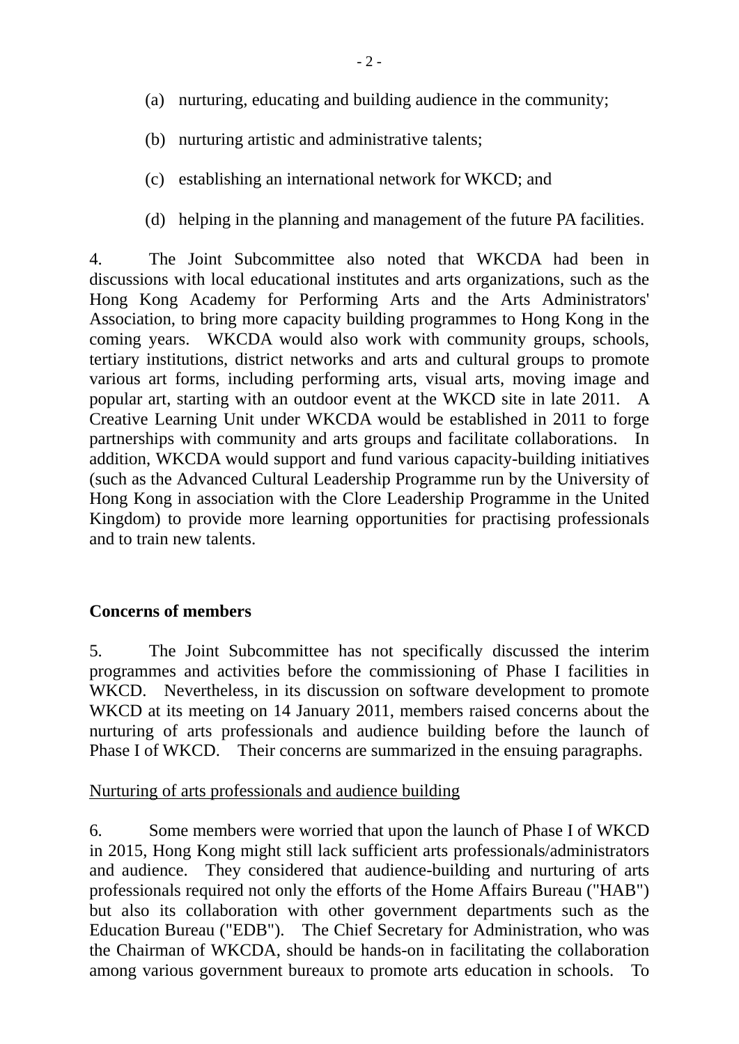(a) nurturing, educating and building audience in the community;

(b) nurturing artistic and administrative talents;

(c) establishing an international network for WKCD; and

(d) helping in the planning and management of the future PA facilities.

4. The Joint Subcommittee also noted that WKCDA had been in discussions with local educational institutes and arts organizations, such as the Hong Kong Academy for Performing Arts and the Arts Administrators' Association, to bring more capacity building programmes to Hong Kong in the coming years. WKCDA would also work with community groups, schools, tertiary institutions, district networks and arts and cultural groups to promote various art forms, including performing arts, visual arts, moving image and popular art, starting with an outdoor event at the WKCD site in late 2011. A Creative Learning Unit under WKCDA would be established in 2011 to forge partnerships with community and arts groups and facilitate collaborations. In addition, WKCDA would support and fund various capacity-building initiatives (such as the Advanced Cultural Leadership Programme run by the University of Hong Kong in association with the Clore Leadership Programme in the United Kingdom) to provide more learning opportunities for practising professionals and to train new talents.

**Concerns of members**

5. The Joint Subcommittee has not specifically discussed the interim programmes and activities before the commissioning of Phase I facilities in WKCD. Nevertheless, in its discussion on software development to promote WKCD at its meeting on 14 January 2011, members raised concerns about the nurturing of arts professionals and audience building before the launch of Phase I of WKCD. Their concerns are summarized in the ensuing paragraphs.

<u>Nurturing of arts professionals and audience building</u>

6. Some members were worried that upon the launch of Phase I of WKCD in 2015, Hong Kong might still lack sufficient arts professionals/administrators and audience. They considered that audience-building and nurturing of arts professionals required not only the efforts of the Home Affairs Bureau ("HAB") but also its collaboration with other government departments such as the Education Bureau ("EDB"). The Chief Secretary for Administration, who was the Chairman of WKCDA, should be hands-on in facilitating the collaboration among various government bureaux to promote arts education in schools. To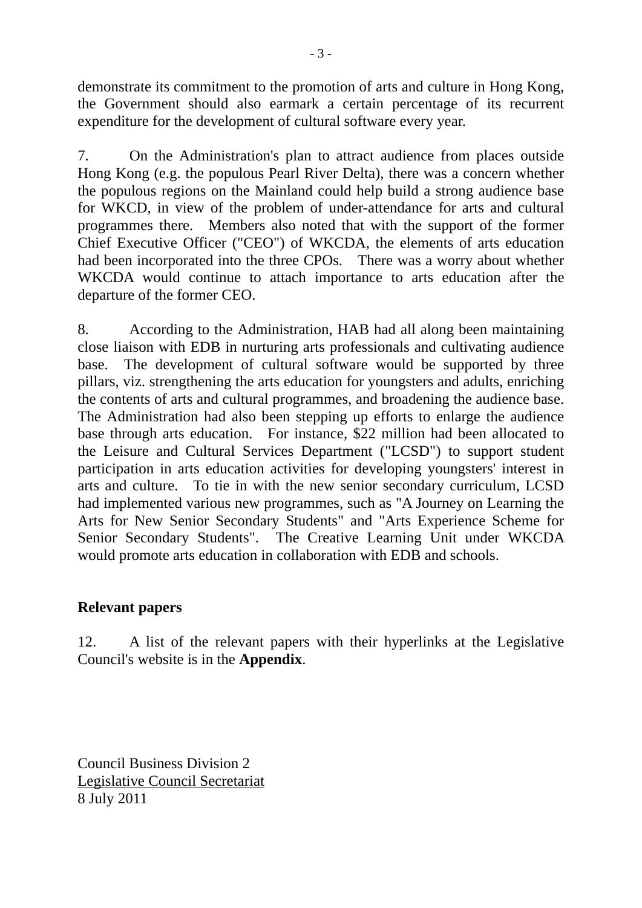demonstrate its commitment to the promotion of arts and culture in Hong Kong, the Government should also earmark a certain percentage of its recurrent expenditure for the development of cultural software every year.

7. On the Administration's plan to attract audience from places outside Hong Kong (e.g. the populous Pearl River Delta), there was a concern whether the populous regions on the Mainland could help build a strong audience base for WKCD, in view of the problem of under-attendance for arts and cultural programmes there. Members also noted that with the support of the former Chief Executive Officer ("CEO") of WKCDA, the elements of arts education had been incorporated into the three CPOs. There was a worry about whether WKCDA would continue to attach importance to arts education after the departure of the former CEO.

8. According to the Administration, HAB had all along been maintaining close liaison with EDB in nurturing arts professionals and cultivating audience base. The development of cultural software would be supported by three pillars, viz. strengthening the arts education for youngsters and adults, enriching the contents of arts and cultural programmes, and broadening the audience base. The Administration had also been stepping up efforts to enlarge the audience base through arts education. For instance, $22 million had been allocated to the Leisure and Cultural Services Department ("LCSD") to support student participation in arts education activities for developing youngsters' interest in arts and culture. To tie in with the new senior secondary curriculum, LCSD had implemented various new programmes, such as "A Journey on Learning the Arts for New Senior Secondary Students" and "Arts Experience Scheme for Senior Secondary Students". The Creative Learning Unit under WKCDA would promote arts education in collaboration with EDB and schools.

**Relevant papers**

12. A list of the relevant papers with their hyperlinks at the Legislative Council's website is in the **Appendix**.

Council Business Division 2
Legislative Council Secretariat
8 July 2011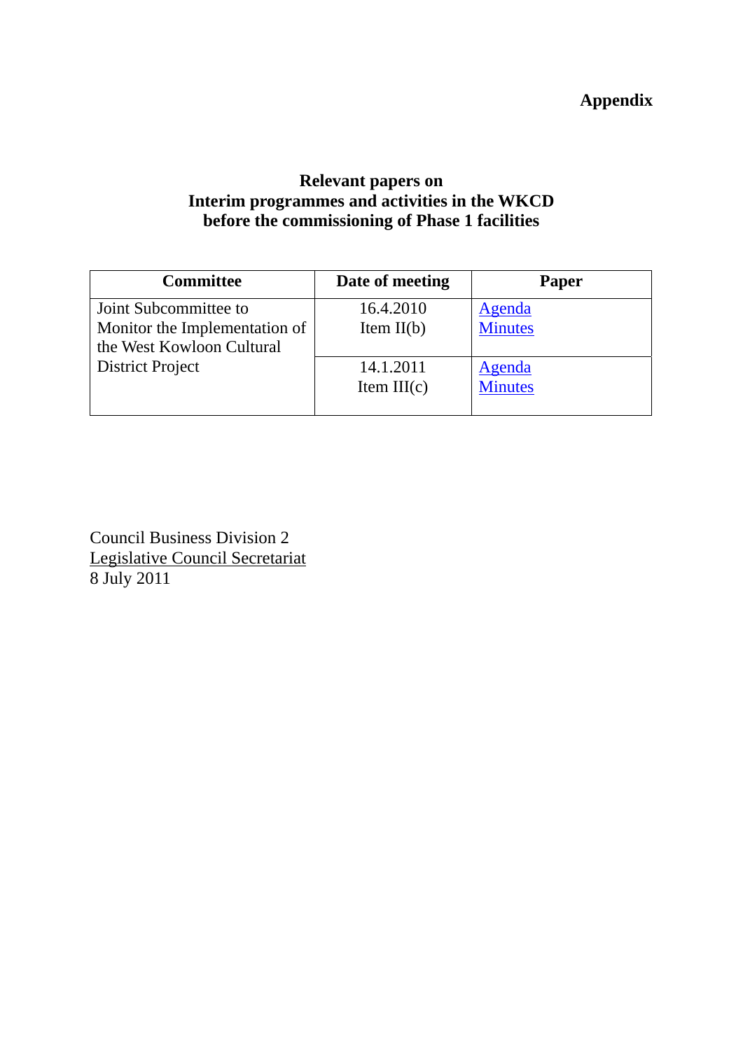**Appendix**

**Relevant papers on**
**Interim programmes and activities in the WKCD**
**before the commissioning of Phase 1 facilities**

| Committee | Date of meeting | Paper |
|---|---|---|
| Joint Subcommittee to Monitor the Implementation of the West Kowloon Cultural District Project | 16.4.2010<br>Item II(b) | Agenda<br>Minutes |
| | 14.1.2011<br>Item III(c) | Agenda<br>Minutes |

Council Business Division 2
Legislative Council Secretariat
8 July 2011